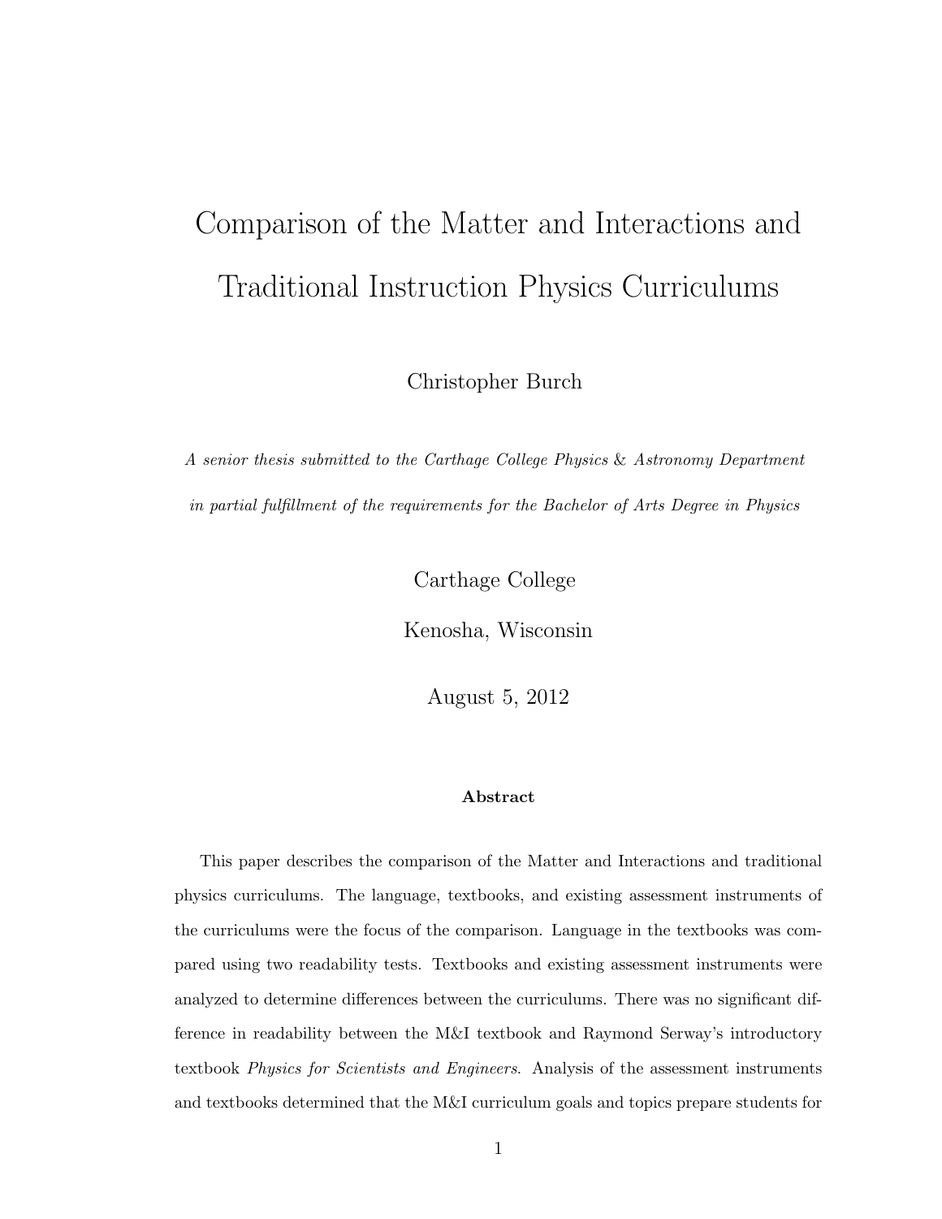# Comparison of the Matter and Interactions and Traditional Instruction Physics Curriculums

Christopher Burch

*A senior thesis submitted to the Carthage College Physics & Astronomy Department in partial fulfillment of the requirements for the Bachelor of Arts Degree in Physics*

Carthage College

Kenosha, Wisconsin

August 5, 2012

### Abstract

This paper describes the comparison of the Matter and Interactions and traditional physics curriculums. The language, textbooks, and existing assessment instruments of the curriculums were the focus of the comparison. Language in the textbooks was compared using two readability tests. Textbooks and existing assessment instruments were analyzed to determine differences between the curriculums. There was no significant difference in readability between the M&I textbook and Raymond Serway's introductory textbook *Physics for Scientists and Engineers*. Analysis of the assessment instruments and textbooks determined that the M&I curriculum goals and topics prepare students for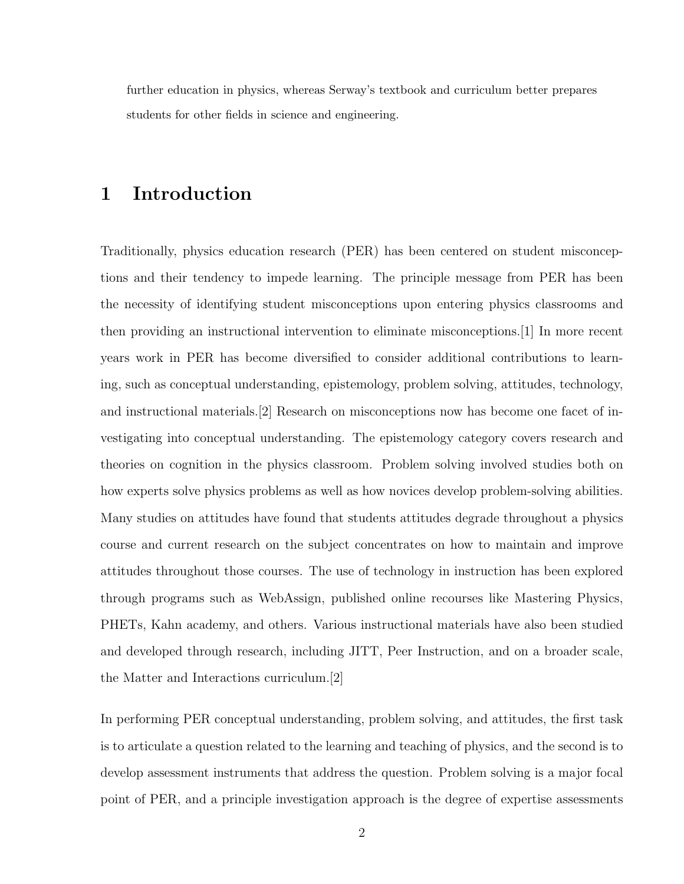further education in physics, whereas Serway's textbook and curriculum better prepares students for other fields in science and engineering.

# 1 Introduction

Traditionally, physics education research (PER) has been centered on student misconceptions and their tendency to impede learning. The principle message from PER has been the necessity of identifying student misconceptions upon entering physics classrooms and then providing an instructional intervention to eliminate misconceptions.[1] In more recent years work in PER has become diversified to consider additional contributions to learning, such as conceptual understanding, epistemology, problem solving, attitudes, technology, and instructional materials.[2] Research on misconceptions now has become one facet of investigating into conceptual understanding. The epistemology category covers research and theories on cognition in the physics classroom. Problem solving involved studies both on how experts solve physics problems as well as how novices develop problem-solving abilities. Many studies on attitudes have found that students attitudes degrade throughout a physics course and current research on the subject concentrates on how to maintain and improve attitudes throughout those courses. The use of technology in instruction has been explored through programs such as WebAssign, published online recourses like Mastering Physics, PHETs, Kahn academy, and others. Various instructional materials have also been studied and developed through research, including JITT, Peer Instruction, and on a broader scale, the Matter and Interactions curriculum.[2]

In performing PER conceptual understanding, problem solving, and attitudes, the first task is to articulate a question related to the learning and teaching of physics, and the second is to develop assessment instruments that address the question. Problem solving is a major focal point of PER, and a principle investigation approach is the degree of expertise assessments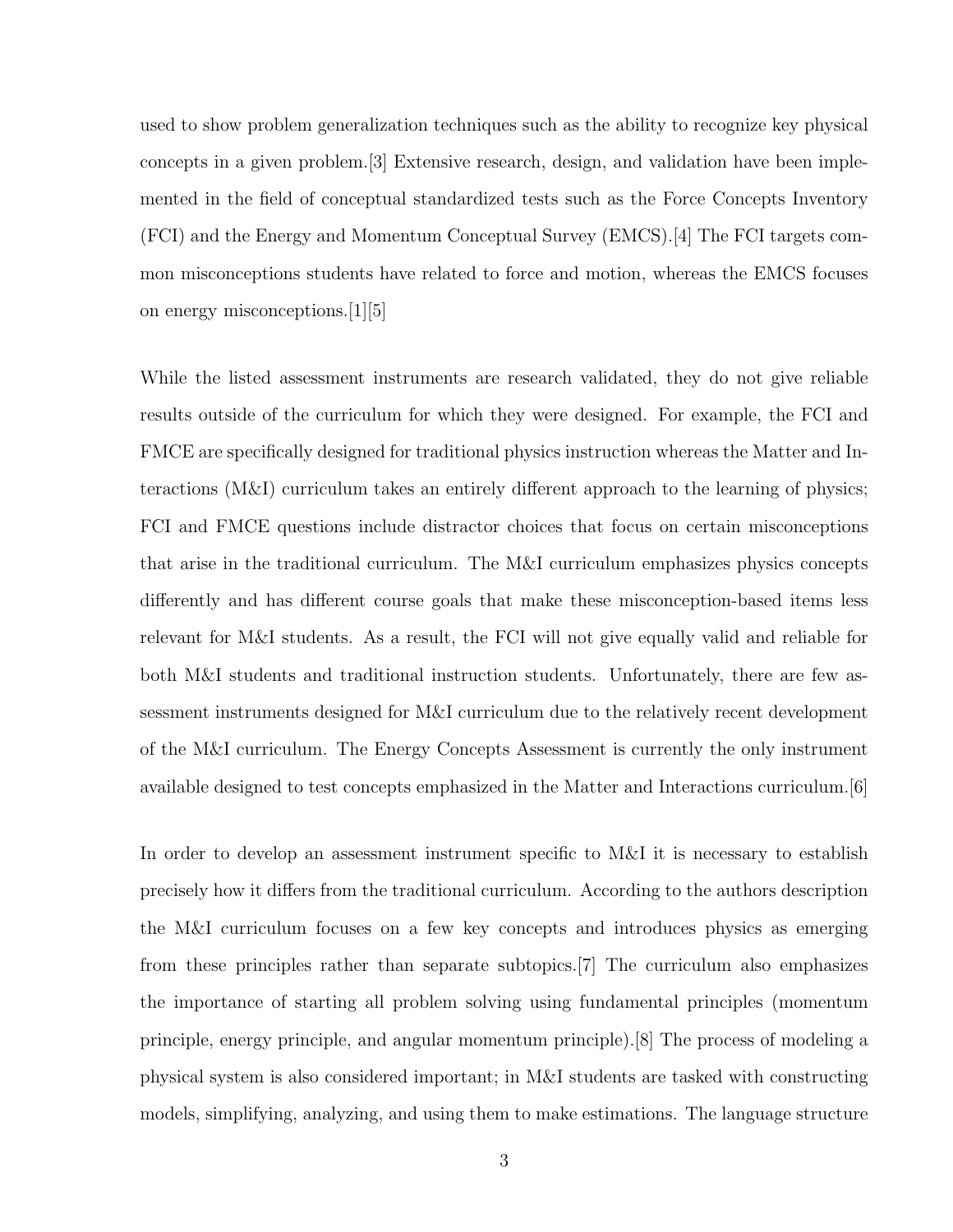used to show problem generalization techniques such as the ability to recognize key physical concepts in a given problem.[3] Extensive research, design, and validation have been implemented in the field of conceptual standardized tests such as the Force Concepts Inventory (FCI) and the Energy and Momentum Conceptual Survey (EMCS).[4] The FCI targets common misconceptions students have related to force and motion, whereas the EMCS focuses on energy misconceptions.[1][5]

While the listed assessment instruments are research validated, they do not give reliable results outside of the curriculum for which they were designed. For example, the FCI and FMCE are specifically designed for traditional physics instruction whereas the Matter and Interactions (M&I) curriculum takes an entirely different approach to the learning of physics; FCI and FMCE questions include distractor choices that focus on certain misconceptions that arise in the traditional curriculum. The M&I curriculum emphasizes physics concepts differently and has different course goals that make these misconception-based items less relevant for M&I students. As a result, the FCI will not give equally valid and reliable for both M&I students and traditional instruction students. Unfortunately, there are few assessment instruments designed for M&I curriculum due to the relatively recent development of the M&I curriculum. The Energy Concepts Assessment is currently the only instrument available designed to test concepts emphasized in the Matter and Interactions curriculum.[6]

In order to develop an assessment instrument specific to M&I it is necessary to establish precisely how it differs from the traditional curriculum. According to the authors description the M&I curriculum focuses on a few key concepts and introduces physics as emerging from these principles rather than separate subtopics.[7] The curriculum also emphasizes the importance of starting all problem solving using fundamental principles (momentum principle, energy principle, and angular momentum principle).[8] The process of modeling a physical system is also considered important; in M&I students are tasked with constructing models, simplifying, analyzing, and using them to make estimations. The language structure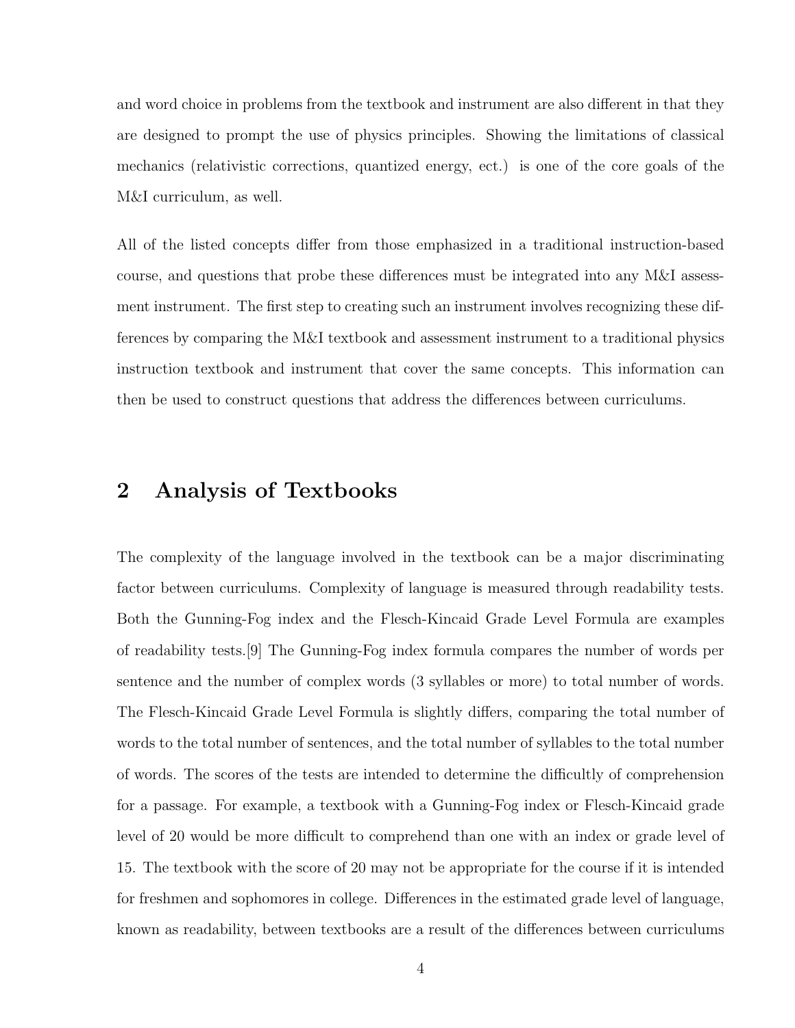and word choice in problems from the textbook and instrument are also different in that they are designed to prompt the use of physics principles. Showing the limitations of classical mechanics (relativistic corrections, quantized energy, ect.) is one of the core goals of the M&I curriculum, as well.

All of the listed concepts differ from those emphasized in a traditional instruction-based course, and questions that probe these differences must be integrated into any M&I assessment instrument. The first step to creating such an instrument involves recognizing these differences by comparing the M&I textbook and assessment instrument to a traditional physics instruction textbook and instrument that cover the same concepts. This information can then be used to construct questions that address the differences between curriculums.

## 2 Analysis of Textbooks

The complexity of the language involved in the textbook can be a major discriminating factor between curriculums. Complexity of language is measured through readability tests. Both the Gunning-Fog index and the Flesch-Kincaid Grade Level Formula are examples of readability tests.[9] The Gunning-Fog index formula compares the number of words per sentence and the number of complex words (3 syllables or more) to total number of words. The Flesch-Kincaid Grade Level Formula is slightly differs, comparing the total number of words to the total number of sentences, and the total number of syllables to the total number of words. The scores of the tests are intended to determine the difficultly of comprehension for a passage. For example, a textbook with a Gunning-Fog index or Flesch-Kincaid grade level of 20 would be more difficult to comprehend than one with an index or grade level of 15. The textbook with the score of 20 may not be appropriate for the course if it is intended for freshmen and sophomores in college. Differences in the estimated grade level of language, known as readability, between textbooks are a result of the differences between curriculums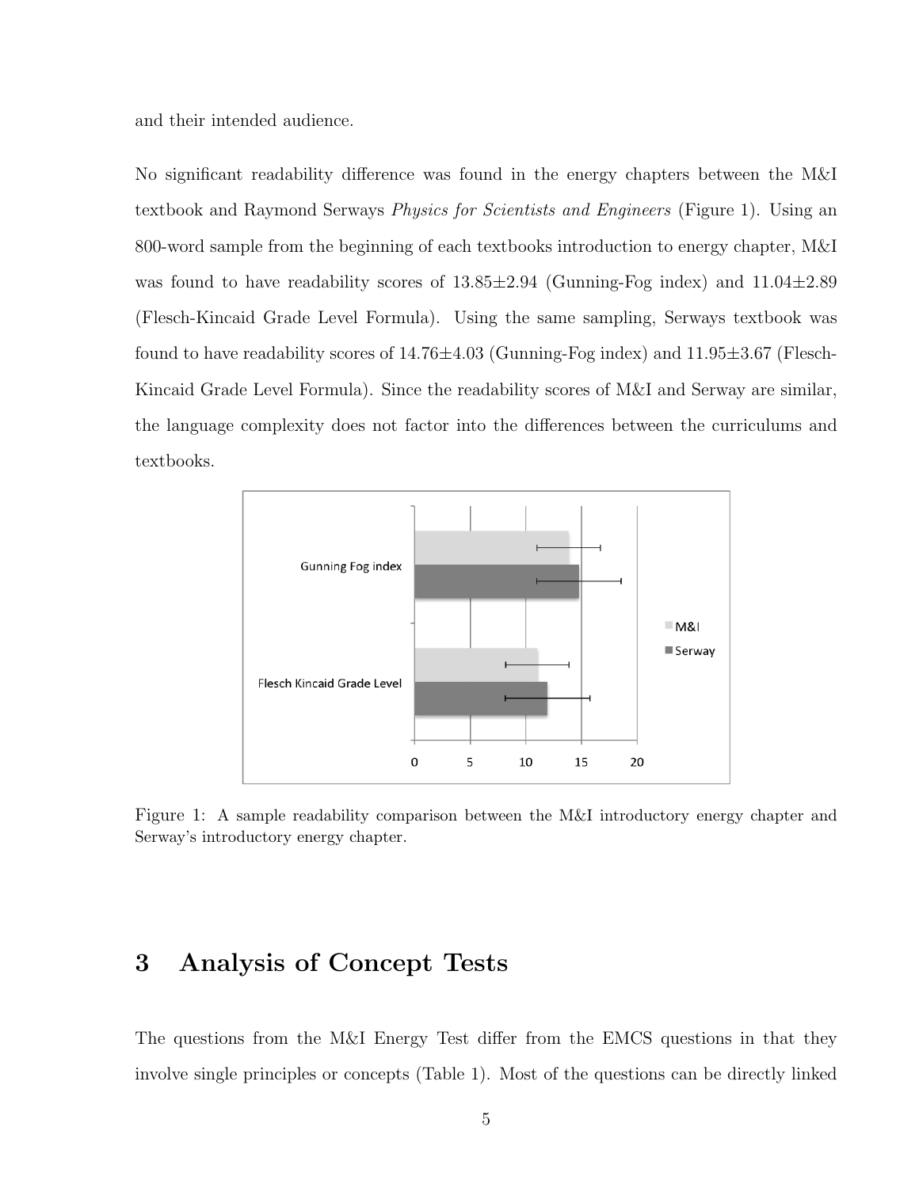and their intended audience.

No significant readability difference was found in the energy chapters between the M&I textbook and Raymond Serways *Physics for Scientists and Engineers* (Figure 1). Using an 800-word sample from the beginning of each textbooks introduction to energy chapter, M&I was found to have readability scores of 13.85±2.94 (Gunning-Fog index) and 11.04±2.89 (Flesch-Kincaid Grade Level Formula). Using the same sampling, Serways textbook was found to have readability scores of 14.76±4.03 (Gunning-Fog index) and 11.95±3.67 (Flesch-Kincaid Grade Level Formula). Since the readability scores of M&I and Serway are similar, the language complexity does not factor into the differences between the curriculums and textbooks.

Figure 1: A sample readability comparison between the M&I introductory energy chapter and Serway's introductory energy chapter.

# 3 Analysis of Concept Tests

The questions from the M&I Energy Test differ from the EMCS questions in that they involve single principles or concepts (Table 1). Most of the questions can be directly linked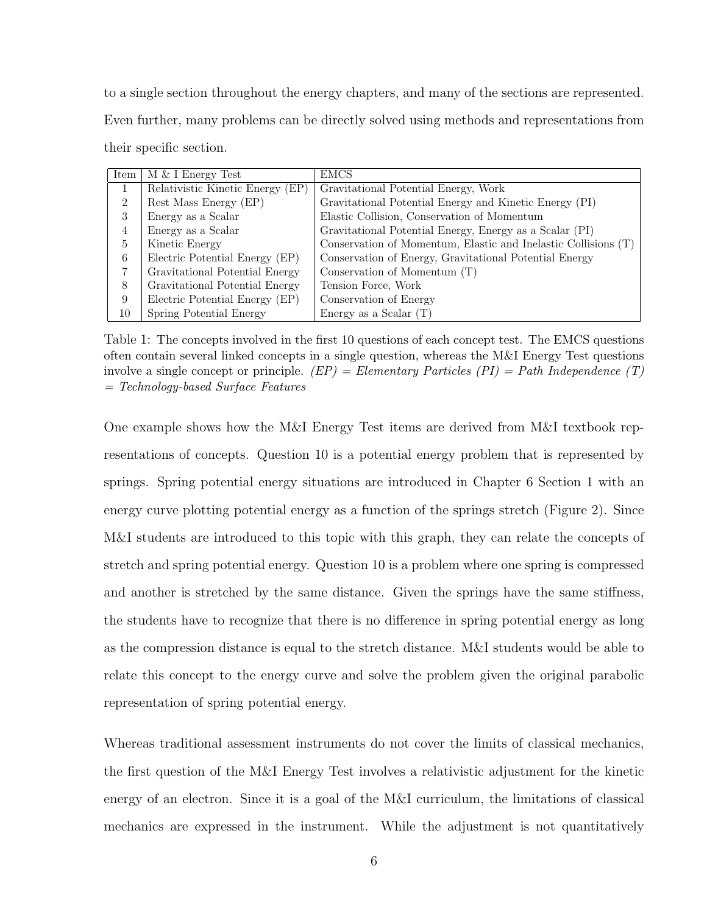to a single section throughout the energy chapters, and many of the sections are represented. Even further, many problems can be directly solved using methods and representations from their specific section.

| Item | M & I Energy Test | EMCS |
|---|---|---|
| 1 | Relativistic Kinetic Energy (EP) | Gravitational Potential Energy, Work |
| 2 | Rest Mass Energy (EP) | Gravitational Potential Energy and Kinetic Energy (PI) |
| 3 | Energy as a Scalar | Elastic Collision, Conservation of Momentum |
| 4 | Energy as a Scalar | Gravitational Potential Energy, Energy as a Scalar (PI) |
| 5 | Kinetic Energy | Conservation of Momentum, Elastic and Inelastic Collisions (T) |
| 6 | Electric Potential Energy (EP) | Conservation of Energy, Gravitational Potential Energy |
| 7 | Gravitational Potential Energy | Conservation of Momentum (T) |
| 8 | Gravitational Potential Energy | Tension Force, Work |
| 9 | Electric Potential Energy (EP) | Conservation of Energy |
| 10 | Spring Potential Energy | Energy as a Scalar (T) |

Table 1: The concepts involved in the first 10 questions of each concept test. The EMCS questions often contain several linked concepts in a single question, whereas the M&I Energy Test questions involve a single concept or principle. *(EP) = Elementary Particles (PI) = Path Independence (T) = Technology-based Surface Features*

One example shows how the M&I Energy Test items are derived from M&I textbook representations of concepts. Question 10 is a potential energy problem that is represented by springs. Spring potential energy situations are introduced in Chapter 6 Section 1 with an energy curve plotting potential energy as a function of the springs stretch (Figure 2). Since M&I students are introduced to this topic with this graph, they can relate the concepts of stretch and spring potential energy. Question 10 is a problem where one spring is compressed and another is stretched by the same distance. Given the springs have the same stiffness, the students have to recognize that there is no difference in spring potential energy as long as the compression distance is equal to the stretch distance. M&I students would be able to relate this concept to the energy curve and solve the problem given the original parabolic representation of spring potential energy.

Whereas traditional assessment instruments do not cover the limits of classical mechanics, the first question of the M&I Energy Test involves a relativistic adjustment for the kinetic energy of an electron. Since it is a goal of the M&I curriculum, the limitations of classical mechanics are expressed in the instrument. While the adjustment is not quantitatively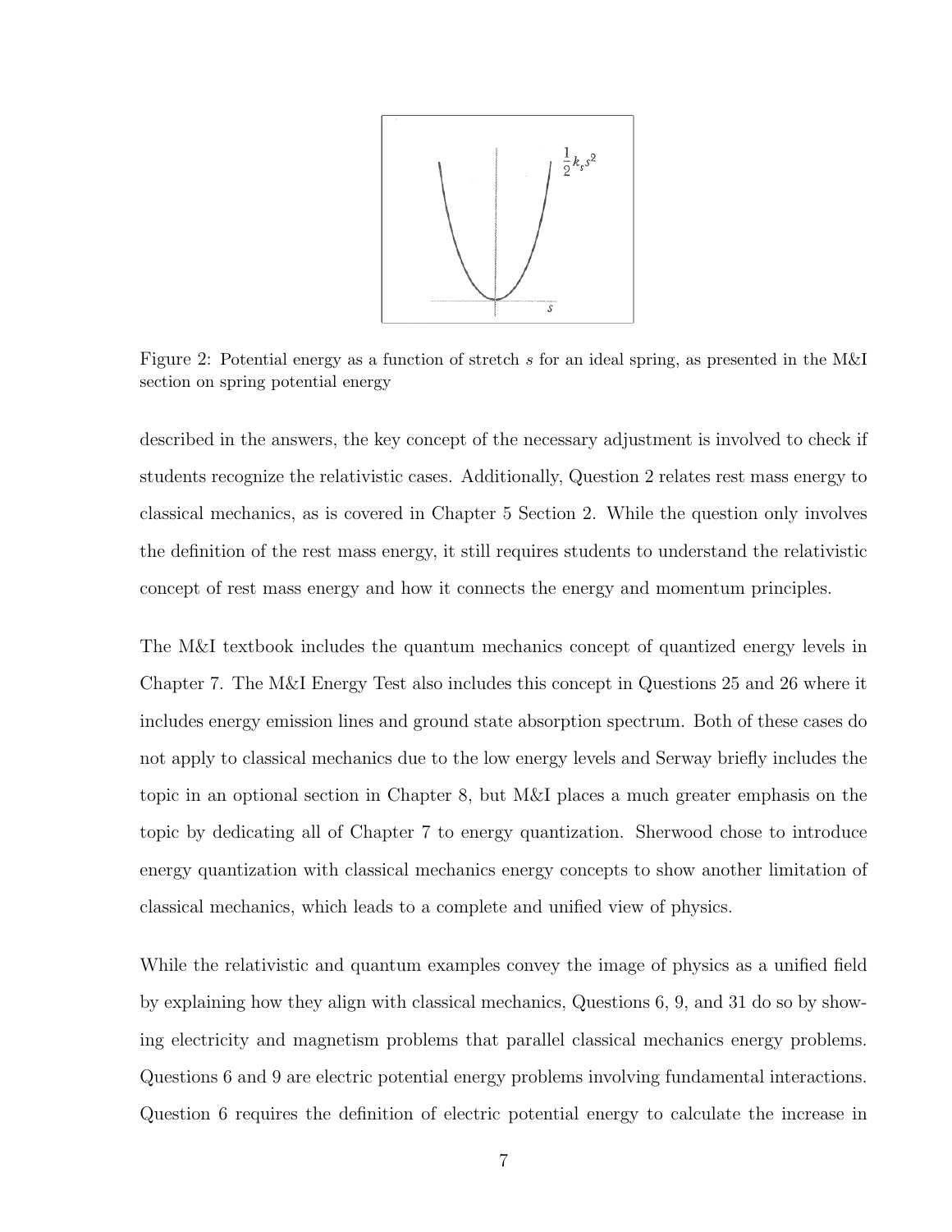Figure 2: Potential energy as a function of stretch $s$ for an ideal spring, as presented in the M&I section on spring potential energy

described in the answers, the key concept of the necessary adjustment is involved to check if students recognize the relativistic cases. Additionally, Question 2 relates rest mass energy to classical mechanics, as is covered in Chapter 5 Section 2. While the question only involves the definition of the rest mass energy, it still requires students to understand the relativistic concept of rest mass energy and how it connects the energy and momentum principles.

The M&I textbook includes the quantum mechanics concept of quantized energy levels in Chapter 7. The M&I Energy Test also includes this concept in Questions 25 and 26 where it includes energy emission lines and ground state absorption spectrum. Both of these cases do not apply to classical mechanics due to the low energy levels and Serway briefly includes the topic in an optional section in Chapter 8, but M&I places a much greater emphasis on the topic by dedicating all of Chapter 7 to energy quantization. Sherwood chose to introduce energy quantization with classical mechanics energy concepts to show another limitation of classical mechanics, which leads to a complete and unified view of physics.

While the relativistic and quantum examples convey the image of physics as a unified field by explaining how they align with classical mechanics, Questions 6, 9, and 31 do so by showing electricity and magnetism problems that parallel classical mechanics energy problems. Questions 6 and 9 are electric potential energy problems involving fundamental interactions. Question 6 requires the definition of electric potential energy to calculate the increase in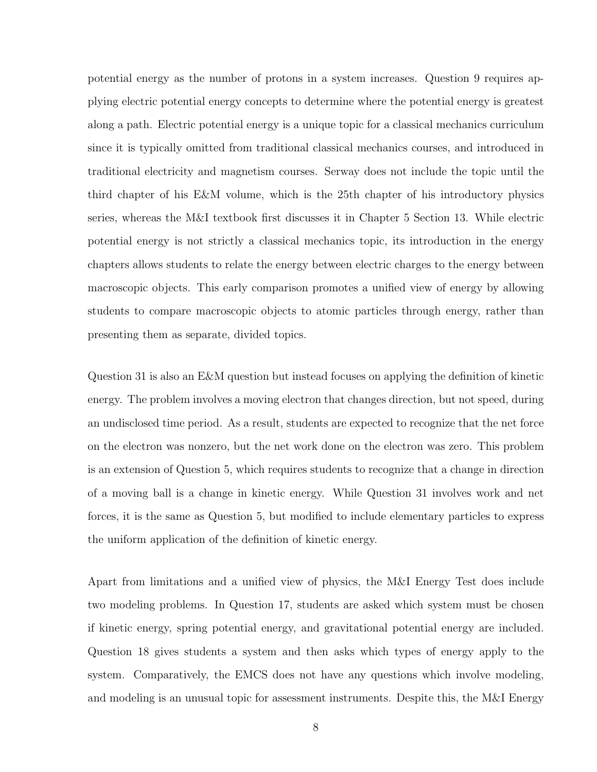potential energy as the number of protons in a system increases. Question 9 requires applying electric potential energy concepts to determine where the potential energy is greatest along a path. Electric potential energy is a unique topic for a classical mechanics curriculum since it is typically omitted from traditional classical mechanics courses, and introduced in traditional electricity and magnetism courses. Serway does not include the topic until the third chapter of his E&M volume, which is the 25th chapter of his introductory physics series, whereas the M&I textbook first discusses it in Chapter 5 Section 13. While electric potential energy is not strictly a classical mechanics topic, its introduction in the energy chapters allows students to relate the energy between electric charges to the energy between macroscopic objects. This early comparison promotes a unified view of energy by allowing students to compare macroscopic objects to atomic particles through energy, rather than presenting them as separate, divided topics.

Question 31 is also an E&M question but instead focuses on applying the definition of kinetic energy. The problem involves a moving electron that changes direction, but not speed, during an undisclosed time period. As a result, students are expected to recognize that the net force on the electron was nonzero, but the net work done on the electron was zero. This problem is an extension of Question 5, which requires students to recognize that a change in direction of a moving ball is a change in kinetic energy. While Question 31 involves work and net forces, it is the same as Question 5, but modified to include elementary particles to express the uniform application of the definition of kinetic energy.

Apart from limitations and a unified view of physics, the M&I Energy Test does include two modeling problems. In Question 17, students are asked which system must be chosen if kinetic energy, spring potential energy, and gravitational potential energy are included. Question 18 gives students a system and then asks which types of energy apply to the system. Comparatively, the EMCS does not have any questions which involve modeling, and modeling is an unusual topic for assessment instruments. Despite this, the M&I Energy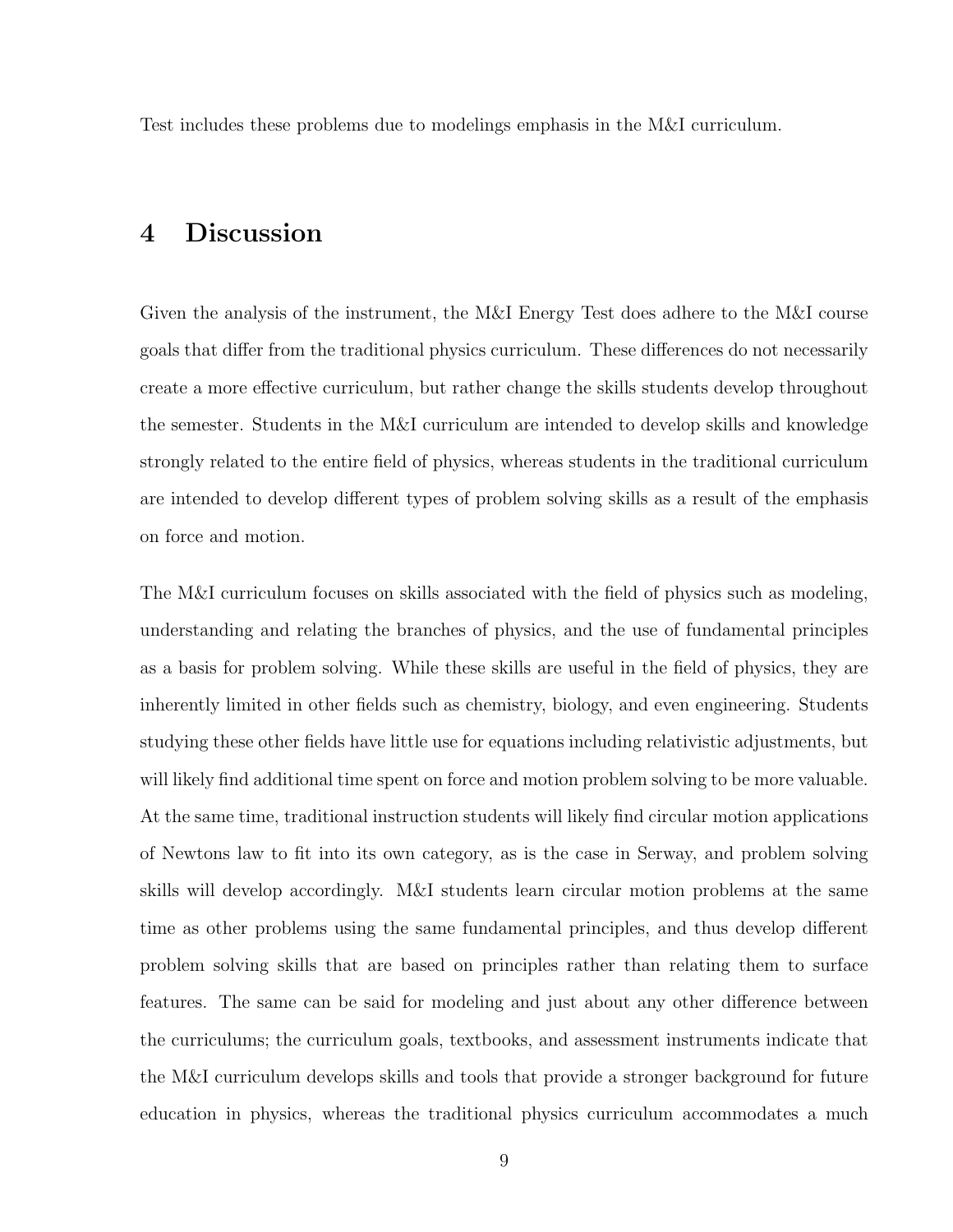Test includes these problems due to modelings emphasis in the M&I curriculum.

# 4 Discussion

Given the analysis of the instrument, the M&I Energy Test does adhere to the M&I course goals that differ from the traditional physics curriculum. These differences do not necessarily create a more effective curriculum, but rather change the skills students develop throughout the semester. Students in the M&I curriculum are intended to develop skills and knowledge strongly related to the entire field of physics, whereas students in the traditional curriculum are intended to develop different types of problem solving skills as a result of the emphasis on force and motion.

The M&I curriculum focuses on skills associated with the field of physics such as modeling, understanding and relating the branches of physics, and the use of fundamental principles as a basis for problem solving. While these skills are useful in the field of physics, they are inherently limited in other fields such as chemistry, biology, and even engineering. Students studying these other fields have little use for equations including relativistic adjustments, but will likely find additional time spent on force and motion problem solving to be more valuable. At the same time, traditional instruction students will likely find circular motion applications of Newtons law to fit into its own category, as is the case in Serway, and problem solving skills will develop accordingly. M&I students learn circular motion problems at the same time as other problems using the same fundamental principles, and thus develop different problem solving skills that are based on principles rather than relating them to surface features. The same can be said for modeling and just about any other difference between the curriculums; the curriculum goals, textbooks, and assessment instruments indicate that the M&I curriculum develops skills and tools that provide a stronger background for future education in physics, whereas the traditional physics curriculum accommodates a much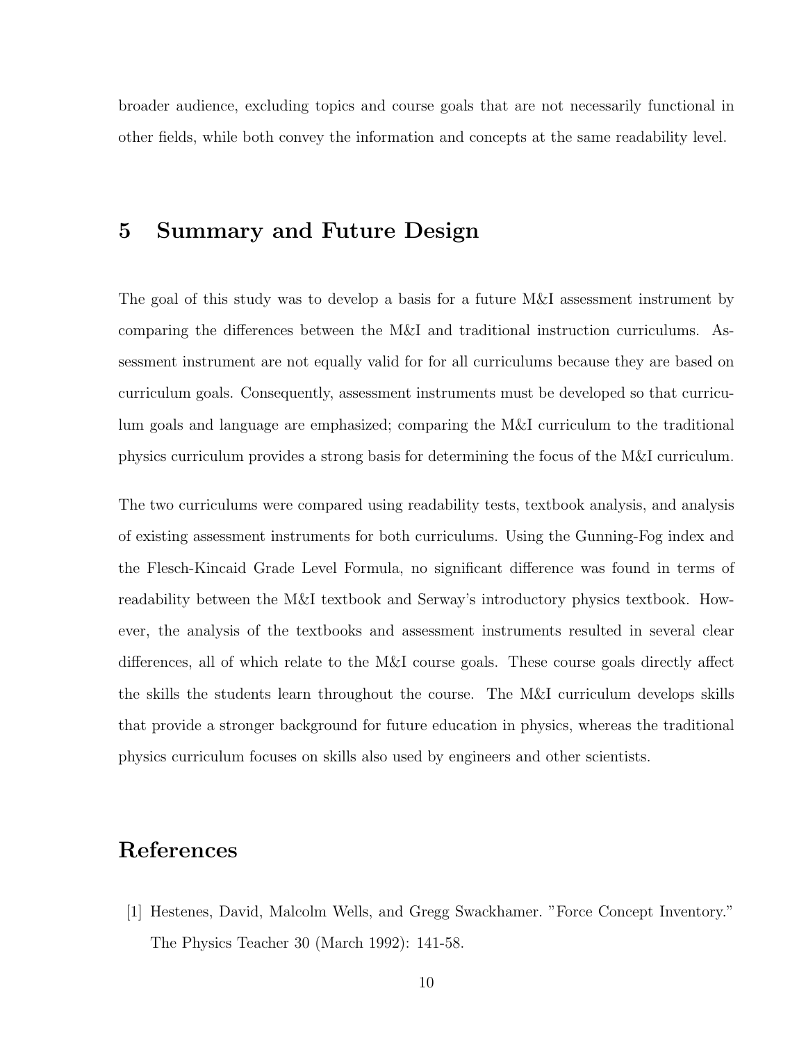broader audience, excluding topics and course goals that are not necessarily functional in other fields, while both convey the information and concepts at the same readability level.

## 5 Summary and Future Design

The goal of this study was to develop a basis for a future M&I assessment instrument by comparing the differences between the M&I and traditional instruction curriculums. Assessment instrument are not equally valid for for all curriculums because they are based on curriculum goals. Consequently, assessment instruments must be developed so that curriculum goals and language are emphasized; comparing the M&I curriculum to the traditional physics curriculum provides a strong basis for determining the focus of the M&I curriculum.

The two curriculums were compared using readability tests, textbook analysis, and analysis of existing assessment instruments for both curriculums. Using the Gunning-Fog index and the Flesch-Kincaid Grade Level Formula, no significant difference was found in terms of readability between the M&I textbook and Serway's introductory physics textbook. However, the analysis of the textbooks and assessment instruments resulted in several clear differences, all of which relate to the M&I course goals. These course goals directly affect the skills the students learn throughout the course. The M&I curriculum develops skills that provide a stronger background for future education in physics, whereas the traditional physics curriculum focuses on skills also used by engineers and other scientists.

## References

[1] Hestenes, David, Malcolm Wells, and Gregg Swackhamer. "Force Concept Inventory." The Physics Teacher 30 (March 1992): 141-58.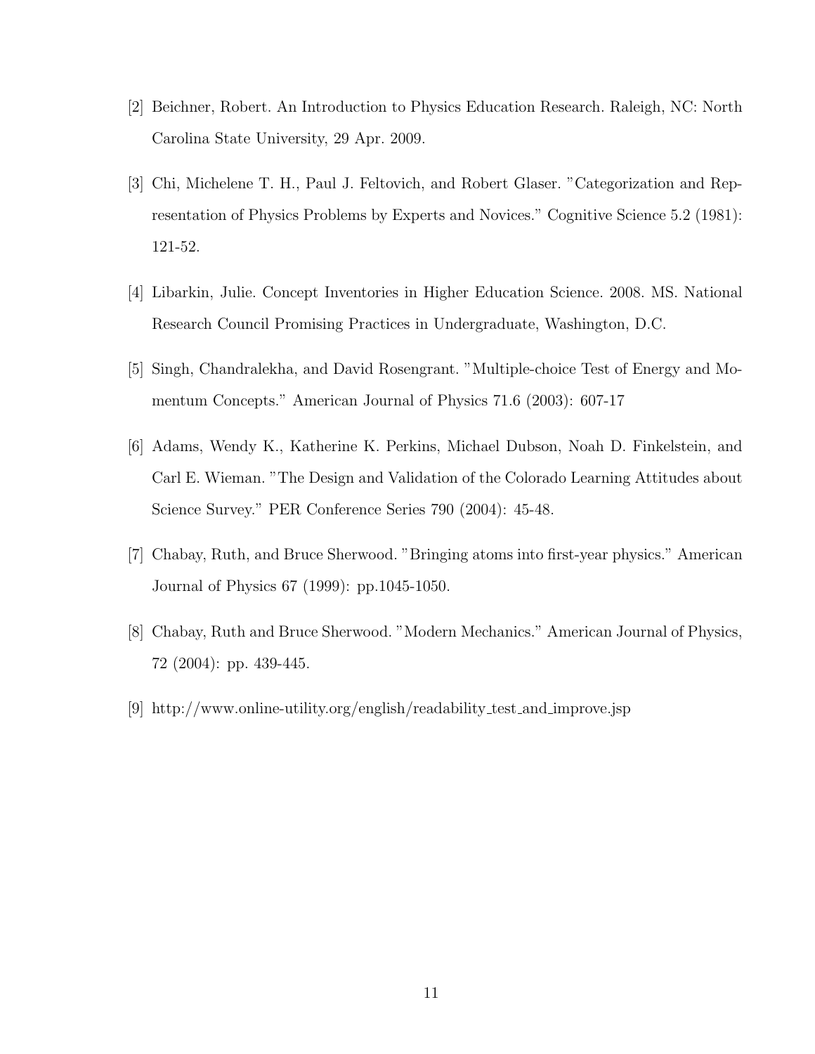[2] Beichner, Robert. An Introduction to Physics Education Research. Raleigh, NC: North Carolina State University, 29 Apr. 2009.

[3] Chi, Michelene T. H., Paul J. Feltovich, and Robert Glaser. "Categorization and Representation of Physics Problems by Experts and Novices." Cognitive Science 5.2 (1981): 121-52.

[4] Libarkin, Julie. Concept Inventories in Higher Education Science. 2008. MS. National Research Council Promising Practices in Undergraduate, Washington, D.C.

[5] Singh, Chandralekha, and David Rosengrant. "Multiple-choice Test of Energy and Momentum Concepts." American Journal of Physics 71.6 (2003): 607-17

[6] Adams, Wendy K., Katherine K. Perkins, Michael Dubson, Noah D. Finkelstein, and Carl E. Wieman. "The Design and Validation of the Colorado Learning Attitudes about Science Survey." PER Conference Series 790 (2004): 45-48.

[7] Chabay, Ruth, and Bruce Sherwood. "Bringing atoms into first-year physics." American Journal of Physics 67 (1999): pp.1045-1050.

[8] Chabay, Ruth and Bruce Sherwood. "Modern Mechanics." American Journal of Physics, 72 (2004): pp. 439-445.

[9] http://www.online-utility.org/english/readability_test_and_improve.jsp